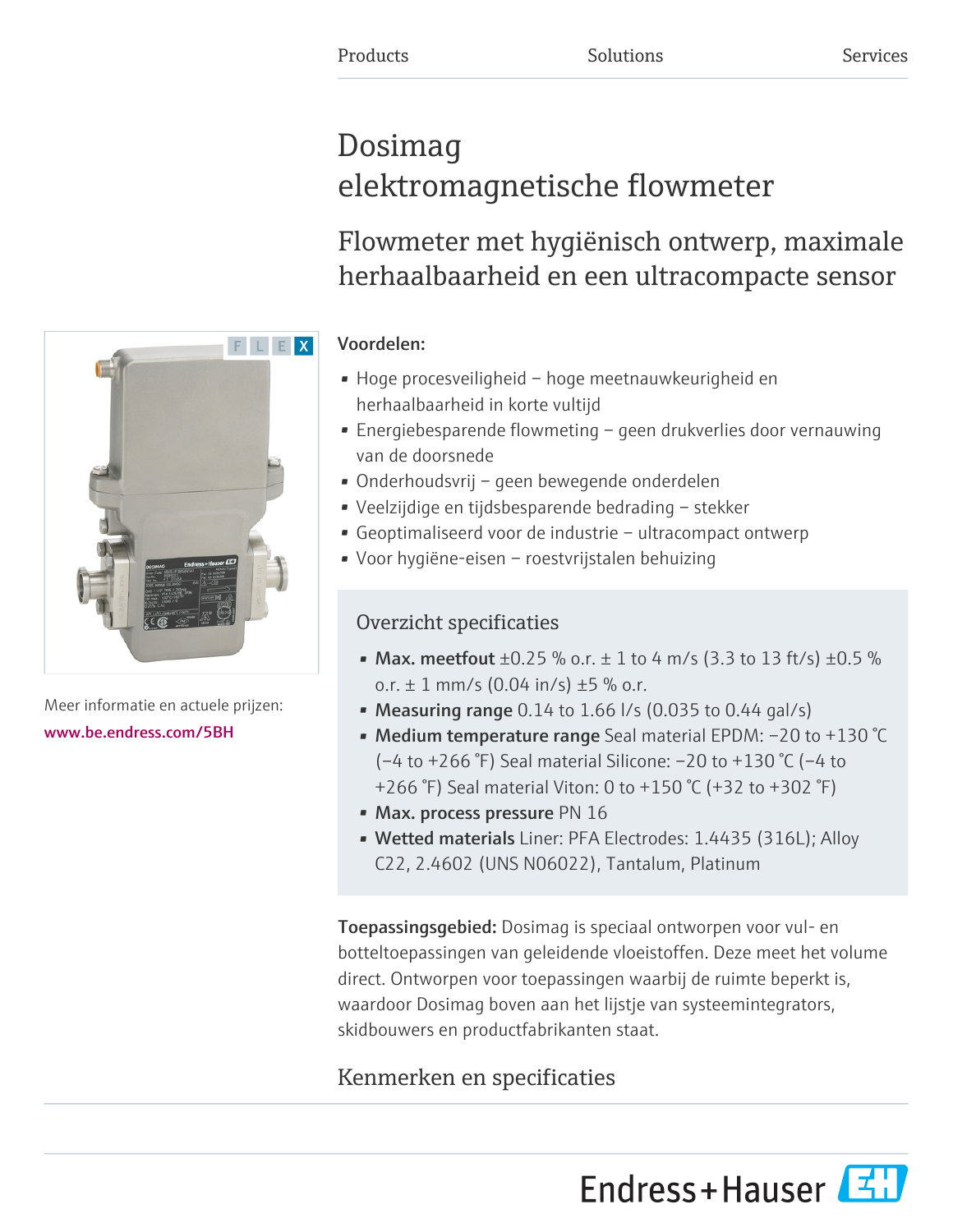Products Solutions Services

# Dosimag elektromagnetische flowmeter

## Flowmeter met hygiënisch ontwerp, maximale herhaalbaarheid en een ultracompacte sensor

Meer informatie en actuele prijzen:
www.be.endress.com/5BH

**Voordelen:**

- Hoge procesveiligheid – hoge meetnauwkeurigheid en herhaalbaarheid in korte vultijd
- Energiebesparende flowmeting – geen drukverlies door vernauwing van de doorsnede
- Onderhoudsvrij – geen bewegende onderdelen
- Veelzijdige en tijdsbesparende bedrading – stekker
- Geoptimaliseerd voor de industrie – ultracompact ontwerp
- Voor hygiëne-eisen – roestvrijstalen behuizing

### Overzicht specificaties

- **Max. meetfout** ±0.25 % o.r. ± 1 to 4 m/s (3.3 to 13 ft/s) ±0.5 % o.r. ± 1 mm/s (0.04 in/s) ±5 % o.r.
- **Measuring range** 0.14 to 1.66 l/s (0.035 to 0.44 gal/s)
- **Medium temperature range** Seal material EPDM: −20 to +130 °C (−4 to +266 °F) Seal material Silicone: −20 to +130 °C (−4 to +266 °F) Seal material Viton: 0 to +150 °C (+32 to +302 °F)
- **Max. process pressure** PN 16
- **Wetted materials** Liner: PFA Electrodes: 1.4435 (316L); Alloy C22, 2.4602 (UNS N06022), Tantalum, Platinum

**Toepassingsgebied:** Dosimag is speciaal ontworpen voor vul- en botteltoepassingen van geleidende vloeistoffen. Deze meet het volume direct. Ontworpen voor toepassingen waarbij de ruimte beperkt is, waardoor Dosimag boven aan het lijstje van systeemintegrators, skidbouwers en productfabrikanten staat.

## Kenmerken en specificaties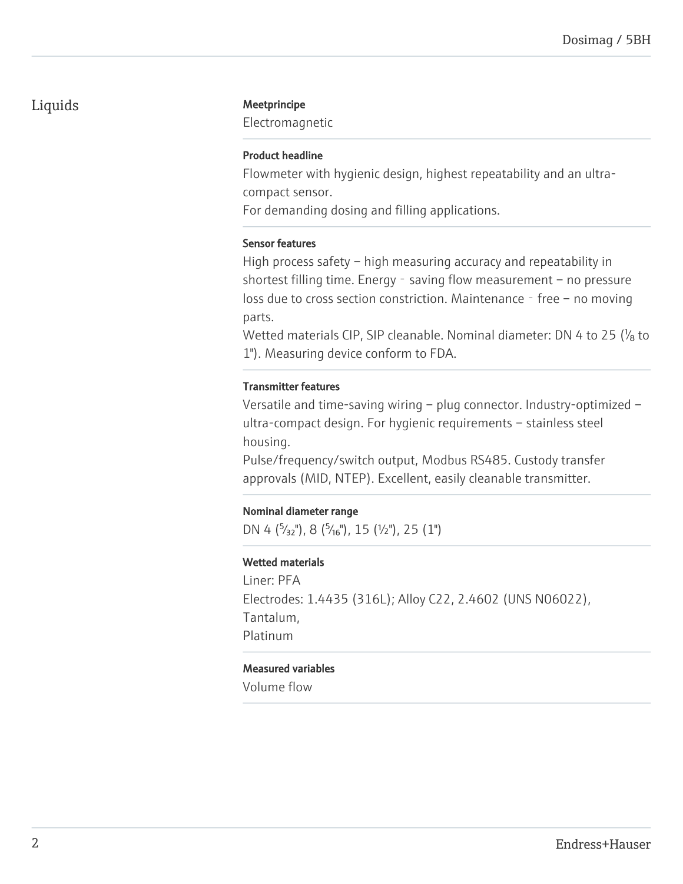## Liquids

### Meetprincipe

Electromagnetic

### Product headline

Flowmeter with hygienic design, highest repeatability and an ultra-compact sensor.
For demanding dosing and filling applications.

### Sensor features

High process safety – high measuring accuracy and repeatability in shortest filling time. Energy‐saving flow measurement – no pressure loss due to cross section constriction. Maintenance‐free – no moving parts.
Wetted materials CIP, SIP cleanable. Nominal diameter: DN 4 to 25 (⅛ to 1"). Measuring device conform to FDA.

### Transmitter features

Versatile and time-saving wiring – plug connector. Industry-optimized – ultra-compact design. For hygienic requirements – stainless steel housing.
Pulse/frequency/switch output, Modbus RS485. Custody transfer approvals (MID, NTEP). Excellent, easily cleanable transmitter.

### Nominal diameter range

DN 4 (5⁄32"), 8 (5⁄16"), 15 (½"), 25 (1")

### Wetted materials

Liner: PFA
Electrodes: 1.4435 (316L); Alloy C22, 2.4602 (UNS N06022), Tantalum,
Platinum

### Measured variables

Volume flow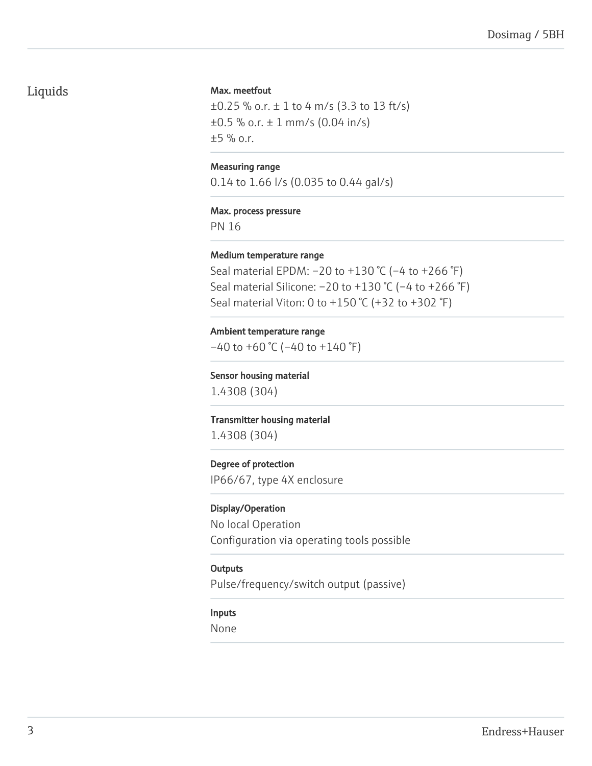## Liquids

**Max. meetfout**

±0.25 % o.r. ± 1 to 4 m/s (3.3 to 13 ft/s)
±0.5 % o.r. ± 1 mm/s (0.04 in/s)
±5 % o.r.

**Measuring range**

0.14 to 1.66 l/s (0.035 to 0.44 gal/s)

**Max. process pressure**

PN 16

**Medium temperature range**

Seal material EPDM: −20 to +130 °C (−4 to +266 °F)
Seal material Silicone: −20 to +130 °C (−4 to +266 °F)
Seal material Viton: 0 to +150 °C (+32 to +302 °F)

**Ambient temperature range**

−40 to +60 °C (−40 to +140 °F)

**Sensor housing material**

1.4308 (304)

**Transmitter housing material**

1.4308 (304)

**Degree of protection**

IP66/67, type 4X enclosure

**Display/Operation**

No local Operation
Configuration via operating tools possible

**Outputs**

Pulse/frequency/switch output (passive)

**Inputs**

None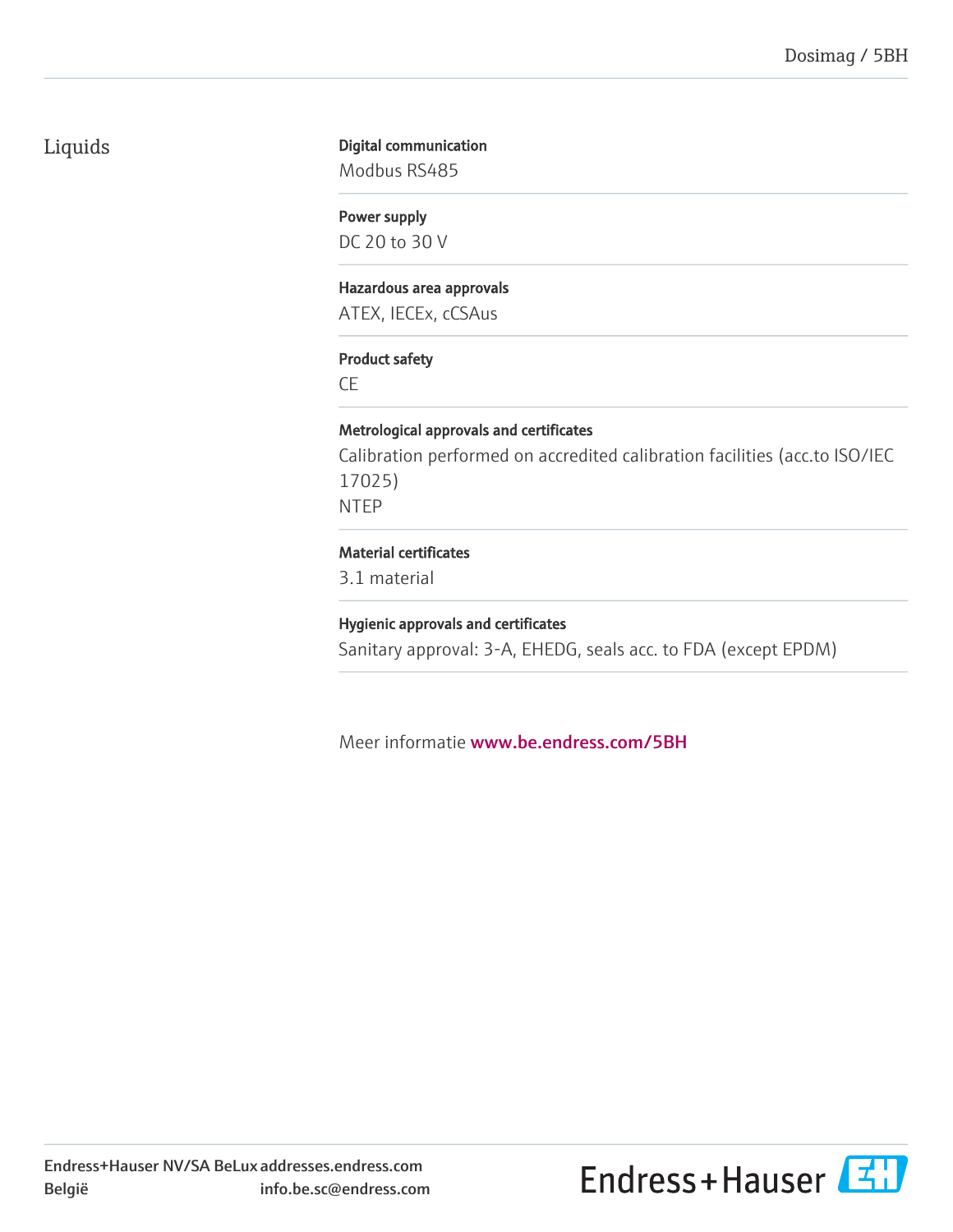## Liquids

**Digital communication**
Modbus RS485

**Power supply**
DC 20 to 30 V

**Hazardous area approvals**
ATEX, IECEx, cCSAus

**Product safety**
CE

**Metrological approvals and certificates**
Calibration performed on accredited calibration facilities (acc.to ISO/IEC 17025)
NTEP

**Material certificates**
3.1 material

**Hygienic approvals and certificates**
Sanitary approval: 3-A, EHEDG, seals acc. to FDA (except EPDM)

Meer informatie www.be.endress.com/5BH

Endress+Hauser NV/SA BeLux
België

addresses.endress.com
info.be.sc@endress.com